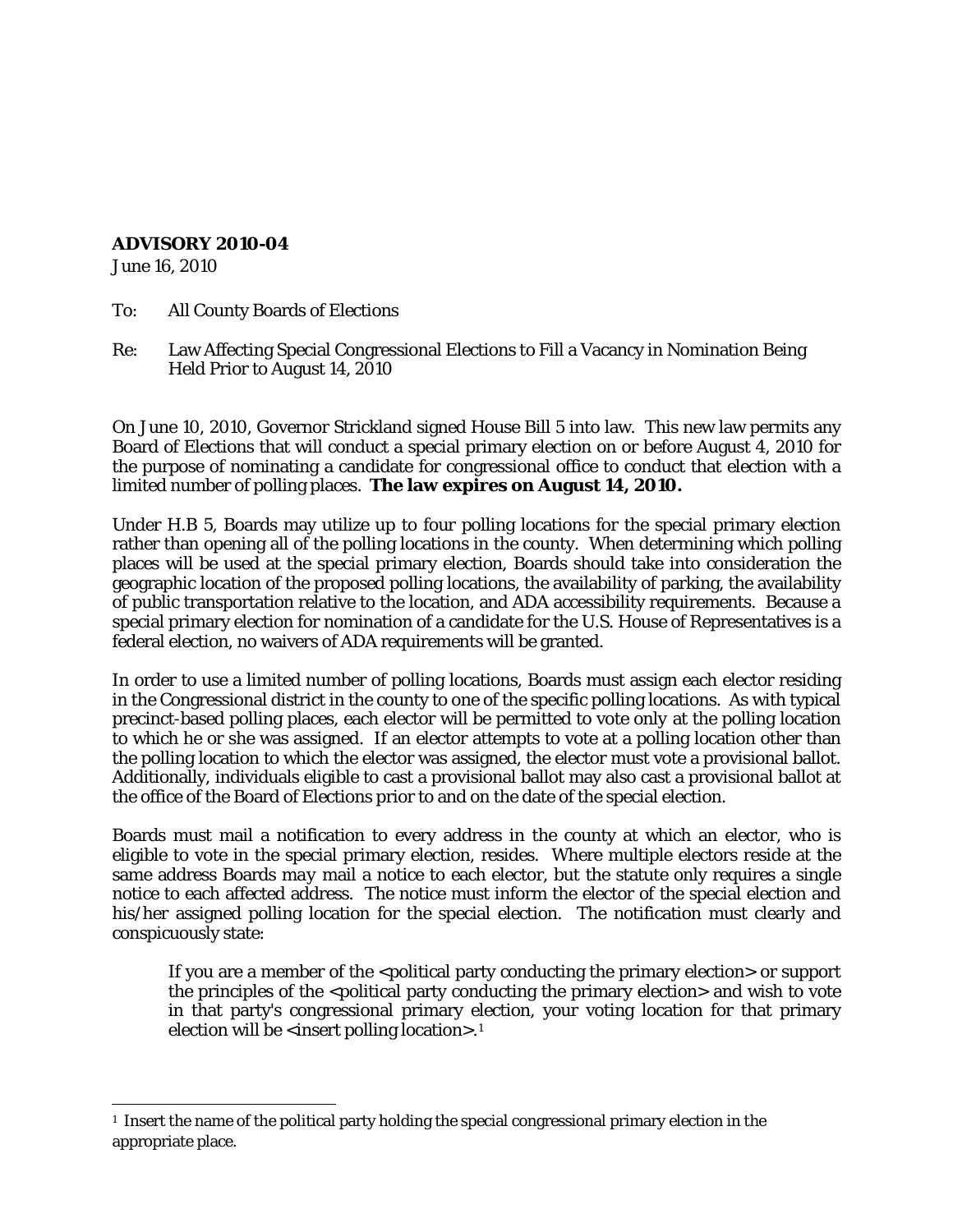**ADVISORY 2010-04**

June 16, 2010

To: All County Boards of Elections

Re: Law Affecting Special Congressional Elections to Fill a Vacancy in Nomination Being Held Prior to August 14, 2010

On June 10, 2010, Governor Strickland signed House Bill 5 into law. This new law permits any Board of Elections that will conduct a special primary election on or before August 4, 2010 for the purpose of nominating a candidate for congressional office to conduct that election with a limited number of polling places. **The law expires on August 14, 2010.**

Under H.B 5, Boards may utilize up to four polling locations for the special primary election rather than opening all of the polling locations in the county. When determining which polling places will be used at the special primary election, Boards should take into consideration the geographic location of the proposed polling locations, the availability of parking, the availability of public transportation relative to the location, and ADA accessibility requirements. Because a special primary election for nomination of a candidate for the U.S. House of Representatives is a federal election, no waivers of ADA requirements will be granted.

In order to use a limited number of polling locations, Boards must assign each elector residing in the Congressional district in the county to one of the specific polling locations. As with typical precinct-based polling places, each elector will be permitted to vote only at the polling location to which he or she was assigned. If an elector attempts to vote at a polling location other than the polling location to which the elector was assigned, the elector must vote a provisional ballot. Additionally, individuals eligible to cast a provisional ballot may also cast a provisional ballot at the office of the Board of Elections prior to and on the date of the special election.

Boards must mail a notification to every address in the county at which an elector, who is eligible to vote in the special primary election, resides. Where multiple electors reside at the same address Boards *may* mail a notice to each elector, but the statute only requires a single notice to each affected address. The notice must inform the elector of the special election and his/her assigned polling location for the special election. The notification must clearly and conspicuously state:

> If you are a member of the <political party conducting the primary election> or support the principles of the <political party conducting the primary election> and wish to vote in that party's congressional primary election, your voting location for that primary election will be <insert polling location>.[1]

---

[1] Insert the name of the political party holding the special congressional primary election in the appropriate place.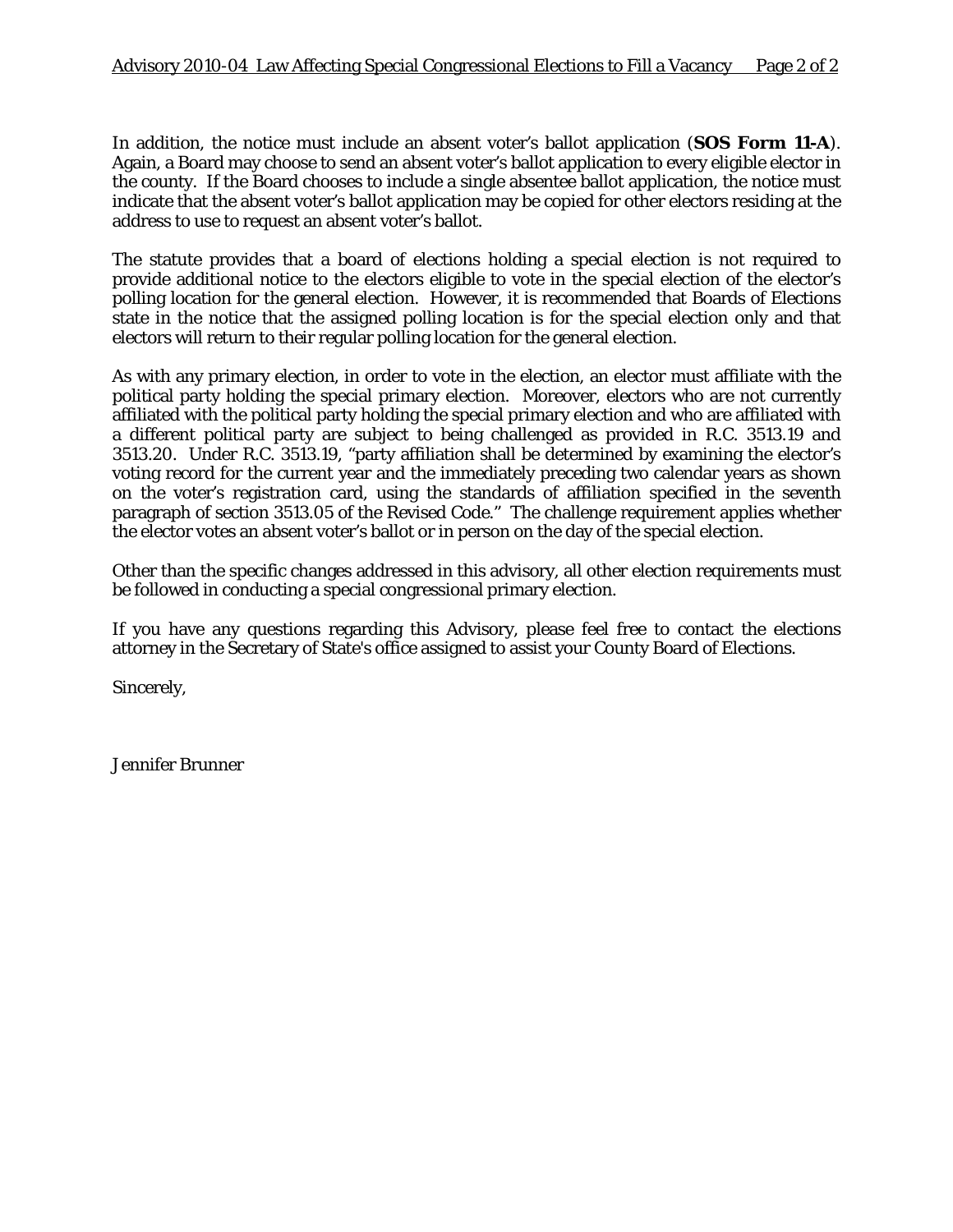In addition, the notice must include an absent voter's ballot application (**SOS Form 11-A**). Again, a Board may choose to send an absent voter's ballot application to every eligible elector in the county. If the Board chooses to include a single absentee ballot application, the notice must indicate that the absent voter's ballot application may be copied for other electors residing at the address to use to request an absent voter's ballot.

The statute provides that a board of elections holding a special election is not required to provide additional notice to the electors eligible to vote in the special election of the elector's polling location for the general election. However, it is recommended that Boards of Elections state in the notice that the assigned polling location is for the special election only and that electors will return to their regular polling location for the general election.

As with any primary election, in order to vote in the election, an elector must affiliate with the political party holding the special primary election. Moreover, electors who are not currently affiliated with the political party holding the special primary election and who are affiliated with a different political party are subject to being challenged as provided in R.C. 3513.19 and 3513.20. Under R.C. 3513.19, "party affiliation shall be determined by examining the elector's voting record for the current year and the immediately preceding two calendar years as shown on the voter's registration card, using the standards of affiliation specified in the seventh paragraph of section 3513.05 of the Revised Code." The challenge requirement applies whether the elector votes an absent voter's ballot or in person on the day of the special election.

Other than the specific changes addressed in this advisory, all other election requirements must be followed in conducting a special congressional primary election.

If you have any questions regarding this Advisory, please feel free to contact the elections attorney in the Secretary of State's office assigned to assist your County Board of Elections.

Sincerely,

Jennifer Brunner